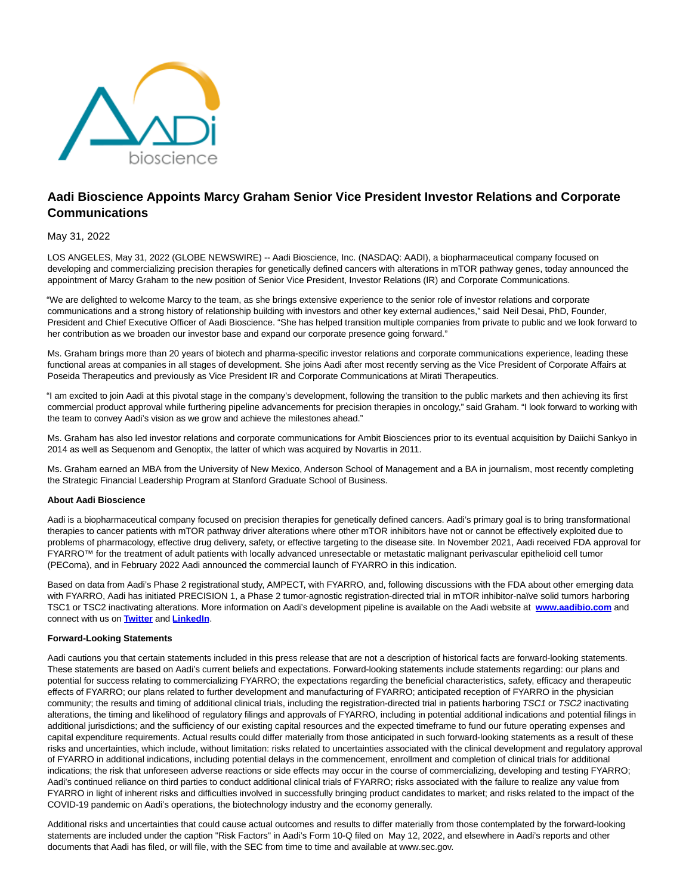# Aadi Bioscience Appoints Marcy Graham Senior Vice President Investor Relations and Corporate Communications

May 31, 2022

LOS ANGELES, May 31, 2022 (GLOBE NEWSWIRE) -- Aadi Bioscience, Inc. (NASDAQ: AADI), a biopharmaceutical company focused on developing and commercializing precision therapies for genetically defined cancers with alterations in mTOR pathway genes, today announced the appointment of Marcy Graham to the new position of Senior Vice President, Investor Relations (IR) and Corporate Communications.

"We are delighted to welcome Marcy to the team, as she brings extensive experience to the senior role of investor relations and corporate communications and a strong history of relationship building with investors and other key external audiences," said Neil Desai, PhD, Founder, President and Chief Executive Officer of Aadi Bioscience. "She has helped transition multiple companies from private to public and we look forward to her contribution as we broaden our investor base and expand our corporate presence going forward."

Ms. Graham brings more than 20 years of biotech and pharma-specific investor relations and corporate communications experience, leading these functional areas at companies in all stages of development. She joins Aadi after most recently serving as the Vice President of Corporate Affairs at Poseida Therapeutics and previously as Vice President IR and Corporate Communications at Mirati Therapeutics.

"I am excited to join Aadi at this pivotal stage in the company's development, following the transition to the public markets and then achieving its first commercial product approval while furthering pipeline advancements for precision therapies in oncology," said Graham. "I look forward to working with the team to convey Aadi's vision as we grow and achieve the milestones ahead."

Ms. Graham has also led investor relations and corporate communications for Ambit Biosciences prior to its eventual acquisition by Daiichi Sankyo in 2014 as well as Sequenom and Genoptix, the latter of which was acquired by Novartis in 2011.

Ms. Graham earned an MBA from the University of New Mexico, Anderson School of Management and a BA in journalism, most recently completing the Strategic Financial Leadership Program at Stanford Graduate School of Business.

**About Aadi Bioscience**

Aadi is a biopharmaceutical company focused on precision therapies for genetically defined cancers. Aadi's primary goal is to bring transformational therapies to cancer patients with mTOR pathway driver alterations where other mTOR inhibitors have not or cannot be effectively exploited due to problems of pharmacology, effective drug delivery, safety, or effective targeting to the disease site. In November 2021, Aadi received FDA approval for FYARRO™ for the treatment of adult patients with locally advanced unresectable or metastatic malignant perivascular epithelioid cell tumor (PEComa), and in February 2022 Aadi announced the commercial launch of FYARRO in this indication.

Based on data from Aadi's Phase 2 registrational study, AMPECT, with FYARRO, and, following discussions with the FDA about other emerging data with FYARRO, Aadi has initiated PRECISION 1, a Phase 2 tumor-agnostic registration-directed trial in mTOR inhibitor-naïve solid tumors harboring TSC1 or TSC2 inactivating alterations. More information on Aadi's development pipeline is available on the Aadi website at **www.aadibio.com** and connect with us on **Twitter** and **LinkedIn**.

**Forward-Looking Statements**

Aadi cautions you that certain statements included in this press release that are not a description of historical facts are forward-looking statements. These statements are based on Aadi's current beliefs and expectations. Forward-looking statements include statements regarding: our plans and potential for success relating to commercializing FYARRO; the expectations regarding the beneficial characteristics, safety, efficacy and therapeutic effects of FYARRO; our plans related to further development and manufacturing of FYARRO; anticipated reception of FYARRO in the physician community; the results and timing of additional clinical trials, including the registration-directed trial in patients harboring *TSC1* or *TSC2* inactivating alterations, the timing and likelihood of regulatory filings and approvals of FYARRO, including in potential additional indications and potential filings in additional jurisdictions; and the sufficiency of our existing capital resources and the expected timeframe to fund our future operating expenses and capital expenditure requirements. Actual results could differ materially from those anticipated in such forward-looking statements as a result of these risks and uncertainties, which include, without limitation: risks related to uncertainties associated with the clinical development and regulatory approval of FYARRO in additional indications, including potential delays in the commencement, enrollment and completion of clinical trials for additional indications; the risk that unforeseen adverse reactions or side effects may occur in the course of commercializing, developing and testing FYARRO; Aadi's continued reliance on third parties to conduct additional clinical trials of FYARRO; risks associated with the failure to realize any value from FYARRO in light of inherent risks and difficulties involved in successfully bringing product candidates to market; and risks related to the impact of the COVID-19 pandemic on Aadi's operations, the biotechnology industry and the economy generally.

Additional risks and uncertainties that could cause actual outcomes and results to differ materially from those contemplated by the forward-looking statements are included under the caption "Risk Factors" in Aadi's Form 10-Q filed on May 12, 2022, and elsewhere in Aadi's reports and other documents that Aadi has filed, or will file, with the SEC from time to time and available at www.sec.gov.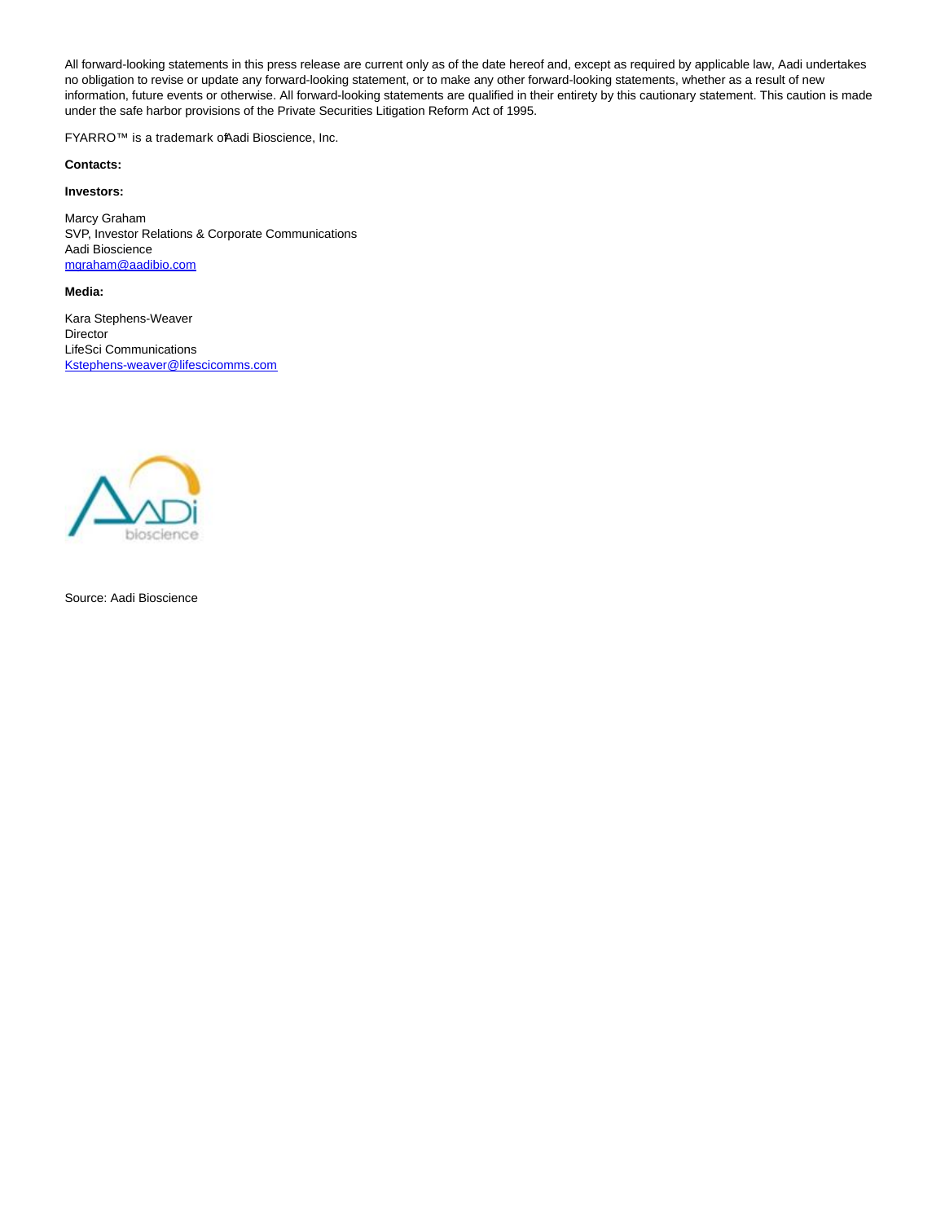All forward-looking statements in this press release are current only as of the date hereof and, except as required by applicable law, Aadi undertakes no obligation to revise or update any forward-looking statement, or to make any other forward-looking statements, whether as a result of new information, future events or otherwise. All forward-looking statements are qualified in their entirety by this cautionary statement. This caution is made under the safe harbor provisions of the Private Securities Litigation Reform Act of 1995.

FYARRO™ is a trademark of Aadi Bioscience, Inc.

**Contacts:**

**Investors:**

Marcy Graham
SVP, Investor Relations & Corporate Communications
Aadi Bioscience
mgraham@aadibio.com

**Media:**

Kara Stephens-Weaver
Director
LifeSci Communications
Kstephens-weaver@lifescicomms.com

Source: Aadi Bioscience